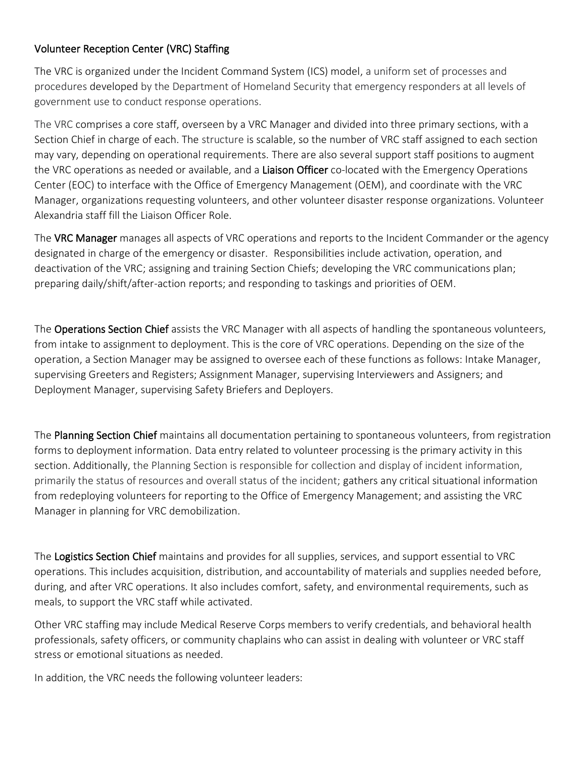## Volunteer Reception Center (VRC) Staffing

The VRC is organized under the Incident Command System (ICS) model, a uniform set of processes and procedures developed by the Department of Homeland Security that emergency responders at all levels of government use to conduct response operations.

The VRC comprises a core staff, overseen by a VRC Manager and divided into three primary sections, with a Section Chief in charge of each. The structure is scalable, so the number of VRC staff assigned to each section may vary, depending on operational requirements. There are also several support staff positions to augment the VRC operations as needed or available, and a **Liaison Officer** co-located with the Emergency Operations Center (EOC) to interface with the Office of Emergency Management (OEM), and coordinate with the VRC Manager, organizations requesting volunteers, and other volunteer disaster response organizations. Volunteer Alexandria staff fill the Liaison Officer Role.

The **VRC Manager** manages all aspects of VRC operations and reports to the Incident Commander or the agency designated in charge of the emergency or disaster. Responsibilities include activation, operation, and deactivation of the VRC; assigning and training Section Chiefs; developing the VRC communications plan; preparing daily/shift/after-action reports; and responding to taskings and priorities of OEM.

The **Operations Section Chief** assists the VRC Manager with all aspects of handling the spontaneous volunteers, from intake to assignment to deployment. This is the core of VRC operations. Depending on the size of the operation, a Section Manager may be assigned to oversee each of these functions as follows: Intake Manager, supervising Greeters and Registers; Assignment Manager, supervising Interviewers and Assigners; and Deployment Manager, supervising Safety Briefers and Deployers.

The **Planning Section Chief** maintains all documentation pertaining to spontaneous volunteers, from registration forms to deployment information. Data entry related to volunteer processing is the primary activity in this section. Additionally, the Planning Section is responsible for collection and display of incident information, primarily the status of resources and overall status of the incident; gathers any critical situational information from redeploying volunteers for reporting to the Office of Emergency Management; and assisting the VRC Manager in planning for VRC demobilization.

The **Logistics Section Chief** maintains and provides for all supplies, services, and support essential to VRC operations. This includes acquisition, distribution, and accountability of materials and supplies needed before, during, and after VRC operations. It also includes comfort, safety, and environmental requirements, such as meals, to support the VRC staff while activated.

Other VRC staffing may include Medical Reserve Corps members to verify credentials, and behavioral health professionals, safety officers, or community chaplains who can assist in dealing with volunteer or VRC staff stress or emotional situations as needed.

In addition, the VRC needs the following volunteer leaders: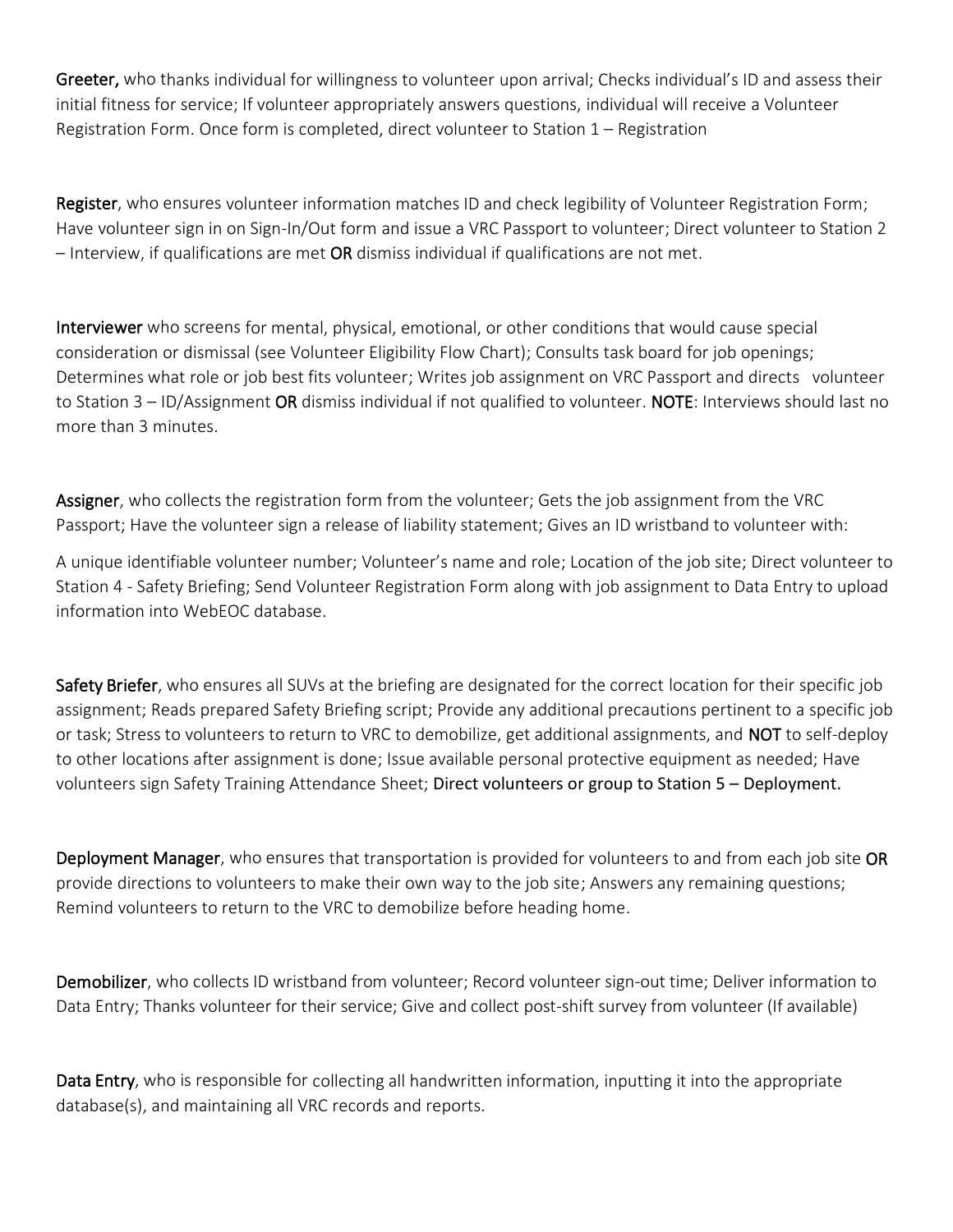**Greeter,** who thanks individual for willingness to volunteer upon arrival; Checks individual's ID and assess their initial fitness for service; If volunteer appropriately answers questions, individual will receive a Volunteer Registration Form. Once form is completed, direct volunteer to Station 1 – Registration

**Register**, who ensures volunteer information matches ID and check legibility of Volunteer Registration Form; Have volunteer sign in on Sign-In/Out form and issue a VRC Passport to volunteer; Direct volunteer to Station 2 – Interview, if qualifications are met **OR** dismiss individual if qualifications are not met.

**Interviewer** who screens for mental, physical, emotional, or other conditions that would cause special consideration or dismissal (see Volunteer Eligibility Flow Chart); Consults task board for job openings; Determines what role or job best fits volunteer; Writes job assignment on VRC Passport and directs volunteer to Station 3 – ID/Assignment **OR** dismiss individual if not qualified to volunteer. **NOTE**: Interviews should last no more than 3 minutes.

**Assigner**, who collects the registration form from the volunteer; Gets the job assignment from the VRC Passport; Have the volunteer sign a release of liability statement; Gives an ID wristband to volunteer with:

A unique identifiable volunteer number; Volunteer's name and role; Location of the job site; Direct volunteer to Station 4 - Safety Briefing; Send Volunteer Registration Form along with job assignment to Data Entry to upload information into WebEOC database.

**Safety Briefer**, who ensures all SUVs at the briefing are designated for the correct location for their specific job assignment; Reads prepared Safety Briefing script; Provide any additional precautions pertinent to a specific job or task; Stress to volunteers to return to VRC to demobilize, get additional assignments, and **NOT** to self-deploy to other locations after assignment is done; Issue available personal protective equipment as needed; Have volunteers sign Safety Training Attendance Sheet; Direct volunteers or group to Station 5 – Deployment.

**Deployment Manager**, who ensures that transportation is provided for volunteers to and from each job site **OR** provide directions to volunteers to make their own way to the job site; Answers any remaining questions; Remind volunteers to return to the VRC to demobilize before heading home.

**Demobilizer**, who collects ID wristband from volunteer; Record volunteer sign-out time; Deliver information to Data Entry; Thanks volunteer for their service; Give and collect post-shift survey from volunteer (If available)

**Data Entry**, who is responsible for collecting all handwritten information, inputting it into the appropriate database(s), and maintaining all VRC records and reports.